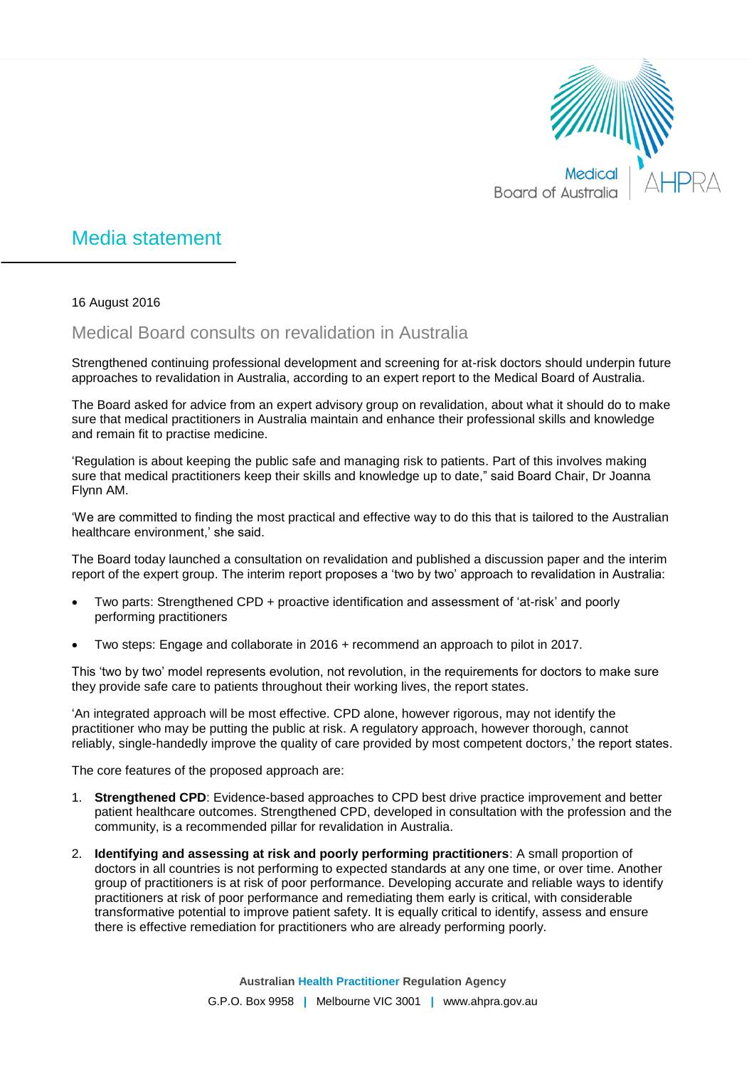# Media statement

16 August 2016

## Medical Board consults on revalidation in Australia

Strengthened continuing professional development and screening for at-risk doctors should underpin future approaches to revalidation in Australia, according to an expert report to the Medical Board of Australia.

The Board asked for advice from an expert advisory group on revalidation, about what it should do to make sure that medical practitioners in Australia maintain and enhance their professional skills and knowledge and remain fit to practise medicine.

'Regulation is about keeping the public safe and managing risk to patients. Part of this involves making sure that medical practitioners keep their skills and knowledge up to date," said Board Chair, Dr Joanna Flynn AM.

'We are committed to finding the most practical and effective way to do this that is tailored to the Australian healthcare environment,' she said.

The Board today launched a consultation on revalidation and published a discussion paper and the interim report of the expert group. The interim report proposes a 'two by two' approach to revalidation in Australia:

- Two parts: Strengthened CPD + proactive identification and assessment of 'at-risk' and poorly performing practitioners
- Two steps: Engage and collaborate in 2016 + recommend an approach to pilot in 2017.

This 'two by two' model represents evolution, not revolution, in the requirements for doctors to make sure they provide safe care to patients throughout their working lives, the report states.

'An integrated approach will be most effective. CPD alone, however rigorous, may not identify the practitioner who may be putting the public at risk. A regulatory approach, however thorough, cannot reliably, single-handedly improve the quality of care provided by most competent doctors,' the report states.

The core features of the proposed approach are:

1. **Strengthened CPD**: Evidence-based approaches to CPD best drive practice improvement and better patient healthcare outcomes. Strengthened CPD, developed in consultation with the profession and the community, is a recommended pillar for revalidation in Australia.
2. **Identifying and assessing at risk and poorly performing practitioners**: A small proportion of doctors in all countries is not performing to expected standards at any one time, or over time. Another group of practitioners is at risk of poor performance. Developing accurate and reliable ways to identify practitioners at risk of poor performance and remediating them early is critical, with considerable transformative potential to improve patient safety. It is equally critical to identify, assess and ensure there is effective remediation for practitioners who are already performing poorly.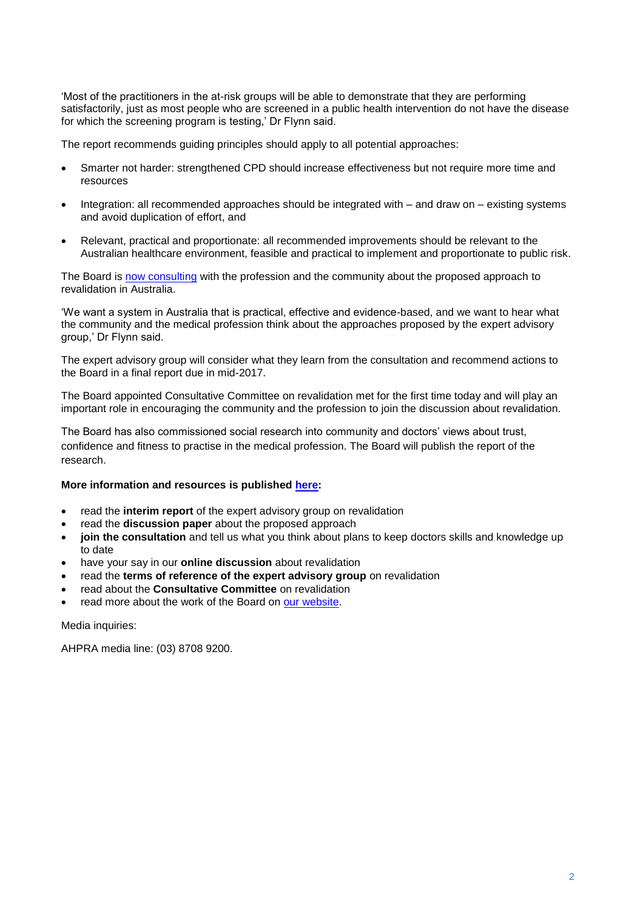'Most of the practitioners in the at-risk groups will be able to demonstrate that they are performing satisfactorily, just as most people who are screened in a public health intervention do not have the disease for which the screening program is testing,' Dr Flynn said.

The report recommends guiding principles should apply to all potential approaches:

- Smarter not harder: strengthened CPD should increase effectiveness but not require more time and resources
- Integration: all recommended approaches should be integrated with – and draw on – existing systems and avoid duplication of effort, and
- Relevant, practical and proportionate: all recommended improvements should be relevant to the Australian healthcare environment, feasible and practical to implement and proportionate to public risk.

The Board is now consulting with the profession and the community about the proposed approach to revalidation in Australia.

'We want a system in Australia that is practical, effective and evidence-based, and we want to hear what the community and the medical profession think about the approaches proposed by the expert advisory group,' Dr Flynn said.

The expert advisory group will consider what they learn from the consultation and recommend actions to the Board in a final report due in mid-2017.

The Board appointed Consultative Committee on revalidation met for the first time today and will play an important role in encouraging the community and the profession to join the discussion about revalidation.

The Board has also commissioned social research into community and doctors' views about trust, confidence and fitness to practise in the medical profession. The Board will publish the report of the research.

**More information and resources is published here:**

- read the **interim report** of the expert advisory group on revalidation
- read the **discussion paper** about the proposed approach
- **join the consultation** and tell us what you think about plans to keep doctors skills and knowledge up to date
- have your say in our **online discussion** about revalidation
- read the **terms of reference of the expert advisory group** on revalidation
- read about the **Consultative Committee** on revalidation
- read more about the work of the Board on our website.

Media inquiries:

AHPRA media line: (03) 8708 9200.